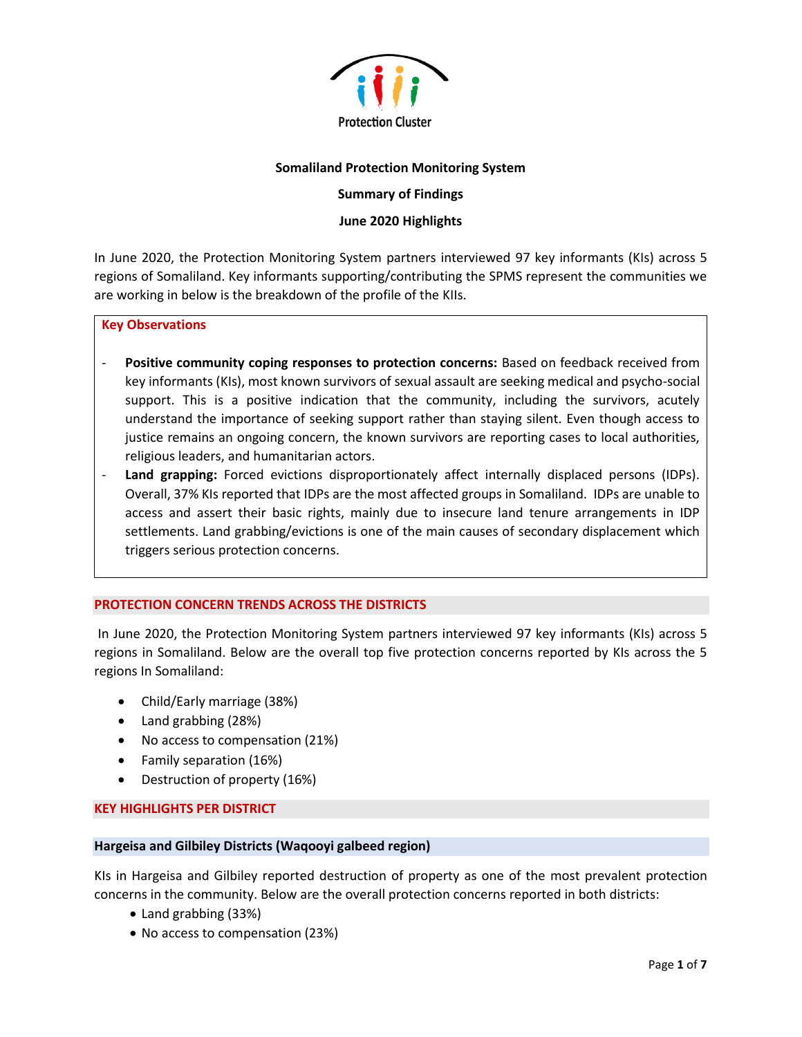Protection Cluster

**Somaliland Protection Monitoring System**

**Summary of Findings**

**June 2020 Highlights**

In June 2020, the Protection Monitoring System partners interviewed 97 key informants (KIs) across 5 regions of Somaliland. Key informants supporting/contributing the SPMS represent the communities we are working in below is the breakdown of the profile of the KIIs.

**Key Observations**

- **Positive community coping responses to protection concerns:** Based on feedback received from key informants (KIs), most known survivors of sexual assault are seeking medical and psycho-social support. This is a positive indication that the community, including the survivors, acutely understand the importance of seeking support rather than staying silent. Even though access to justice remains an ongoing concern, the known survivors are reporting cases to local authorities, religious leaders, and humanitarian actors.
- **Land grapping:** Forced evictions disproportionately affect internally displaced persons (IDPs). Overall, 37% KIs reported that IDPs are the most affected groups in Somaliland. IDPs are unable to access and assert their basic rights, mainly due to insecure land tenure arrangements in IDP settlements. Land grabbing/evictions is one of the main causes of secondary displacement which triggers serious protection concerns.

## PROTECTION CONCERN TRENDS ACROSS THE DISTRICTS

In June 2020, the Protection Monitoring System partners interviewed 97 key informants (KIs) across 5 regions in Somaliland. Below are the overall top five protection concerns reported by KIs across the 5 regions In Somaliland:

- Child/Early marriage (38%)
- Land grabbing (28%)
- No access to compensation (21%)
- Family separation (16%)
- Destruction of property (16%)

## KEY HIGHLIGHTS PER DISTRICT

### Hargeisa and Gilbiley Districts (Waqooyi galbeed region)

KIs in Hargeisa and Gilbiley reported destruction of property as one of the most prevalent protection concerns in the community. Below are the overall protection concerns reported in both districts:

- Land grabbing (33%)
- No access to compensation (23%)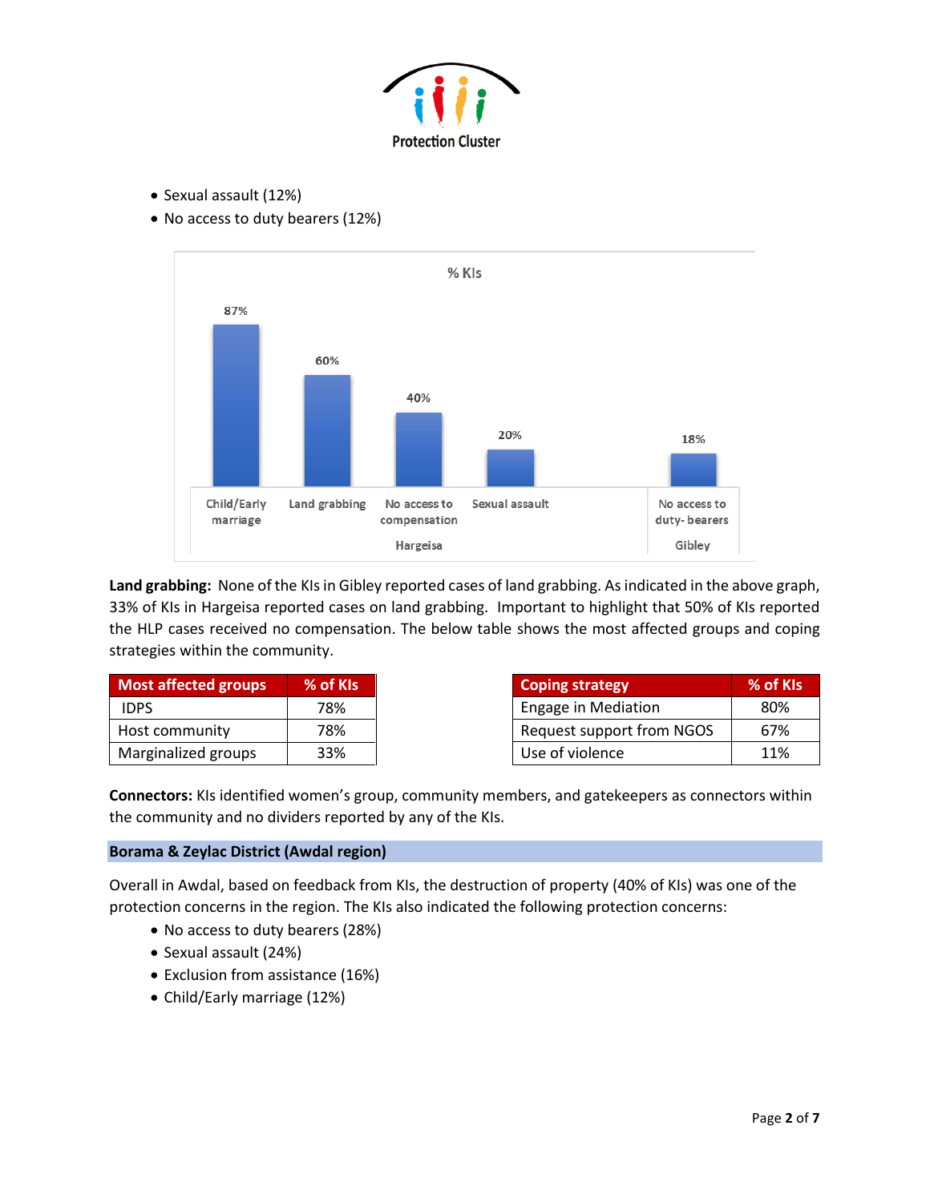- Sexual assault (12%)
- No access to duty bearers (12%)

% KIs

| Location | Concern | % KIs |
|---|---|---|
| Hargeisa | Child/Early marriage | 87% |
| Hargeisa | Land grabbing | 60% |
| Hargeisa | No access to compensation | 40% |
| Hargeisa | Sexual assault | 20% |
| Gibley | No access to duty- bearers | 18% |

**Land grabbing:** None of the KIs in Gibley reported cases of land grabbing. As indicated in the above graph, 33% of KIs in Hargeisa reported cases on land grabbing. Important to highlight that 50% of KIs reported the HLP cases received no compensation. The below table shows the most affected groups and coping strategies within the community.

| Most affected groups | % of KIs |
|---|---|
| IDPS | 78% |
| Host community | 78% |
| Marginalized groups | 33% |

| Coping strategy | % of KIs |
|---|---|
| Engage in Mediation | 80% |
| Request support from NGOS | 67% |
| Use of violence | 11% |

**Connectors:** KIs identified women's group, community members, and gatekeepers as connectors within the community and no dividers reported by any of the KIs.

## Borama & Zeylac District (Awdal region)

Overall in Awdal, based on feedback from KIs, the destruction of property (40% of KIs) was one of the protection concerns in the region. The KIs also indicated the following protection concerns:

- No access to duty bearers (28%)
- Sexual assault (24%)
- Exclusion from assistance (16%)
- Child/Early marriage (12%)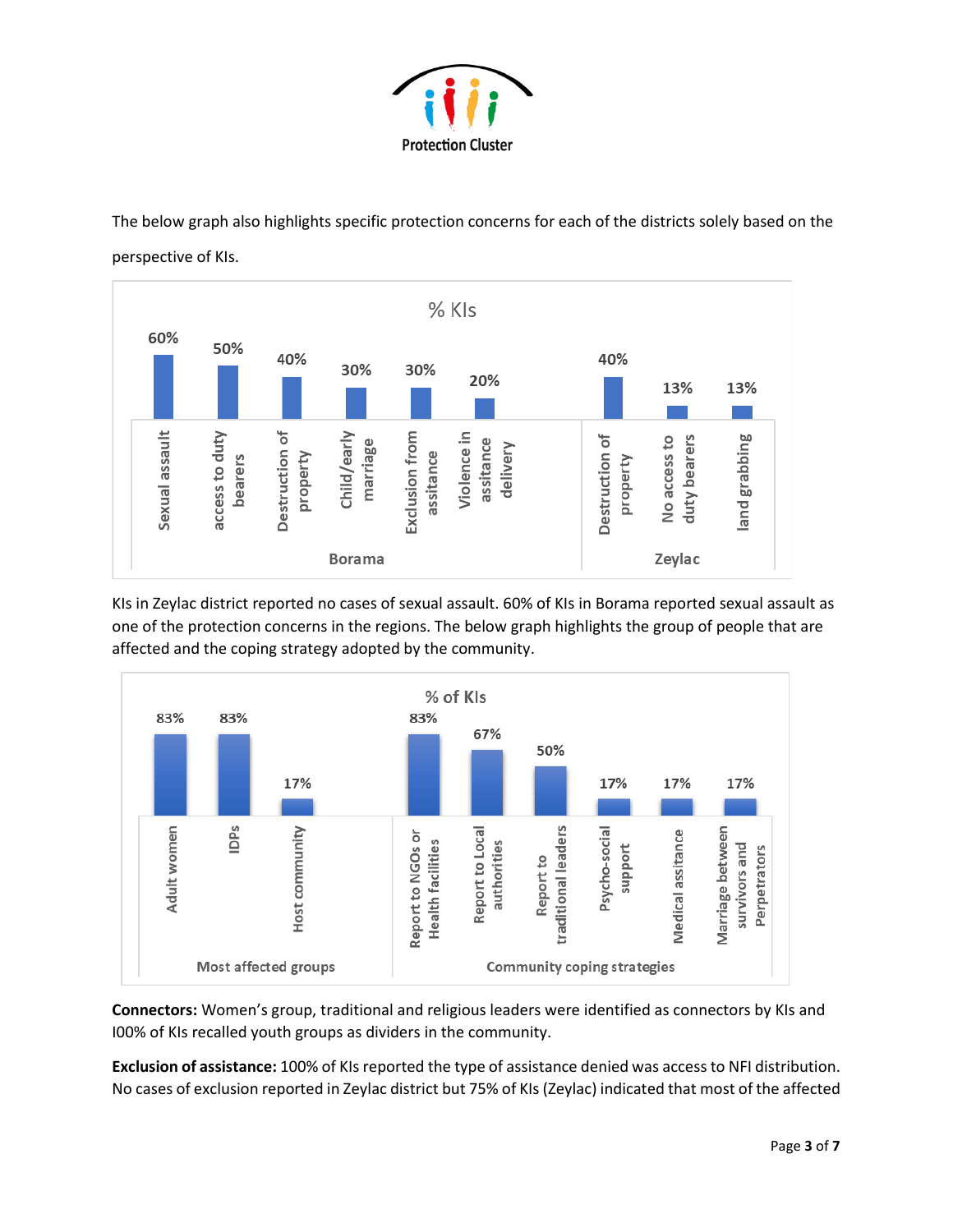The below graph also highlights specific protection concerns for each of the districts solely based on the perspective of KIs.

**% KIs**

| District | Protection concern | % KIs |
|---|---|---|
| Borama | Sexual assault | 60% |
| Borama | access to duty bearers | 50% |
| Borama | Destruction of property | 40% |
| Borama | Child/early marriage | 30% |
| Borama | Exclusion from assitance | 30% |
| Borama | Violence in assitance delivery | 20% |
| Zeylac | Destruction of property | 40% |
| Zeylac | No access to duty bearers | 13% |
| Zeylac | land grabbing | 13% |

KIs in Zeylac district reported no cases of sexual assault. 60% of KIs in Borama reported sexual assault as one of the protection concerns in the regions. The below graph highlights the group of people that are affected and the coping strategy adopted by the community.

**% of KIs**

| Category | Item | % of KIs |
|---|---|---|
| Most affected groups | Adult women | 83% |
| Most affected groups | IDPs | 83% |
| Most affected groups | Host community | 17% |
| Community coping strategies | Report to NGOs or Health facilities | 83% |
| Community coping strategies | Report to Local authorities | 67% |
| Community coping strategies | Report to traditional leaders | 50% |
| Community coping strategies | Psycho-social support | 17% |
| Community coping strategies | Medical assitance | 17% |
| Community coping strategies | Marriage between survivors and Perpetrators | 17% |

**Connectors:** Women's group, traditional and religious leaders were identified as connectors by KIs and I00% of KIs recalled youth groups as dividers in the community.

**Exclusion of assistance:** 100% of KIs reported the type of assistance denied was access to NFI distribution. No cases of exclusion reported in Zeylac district but 75% of KIs (Zeylac) indicated that most of the affected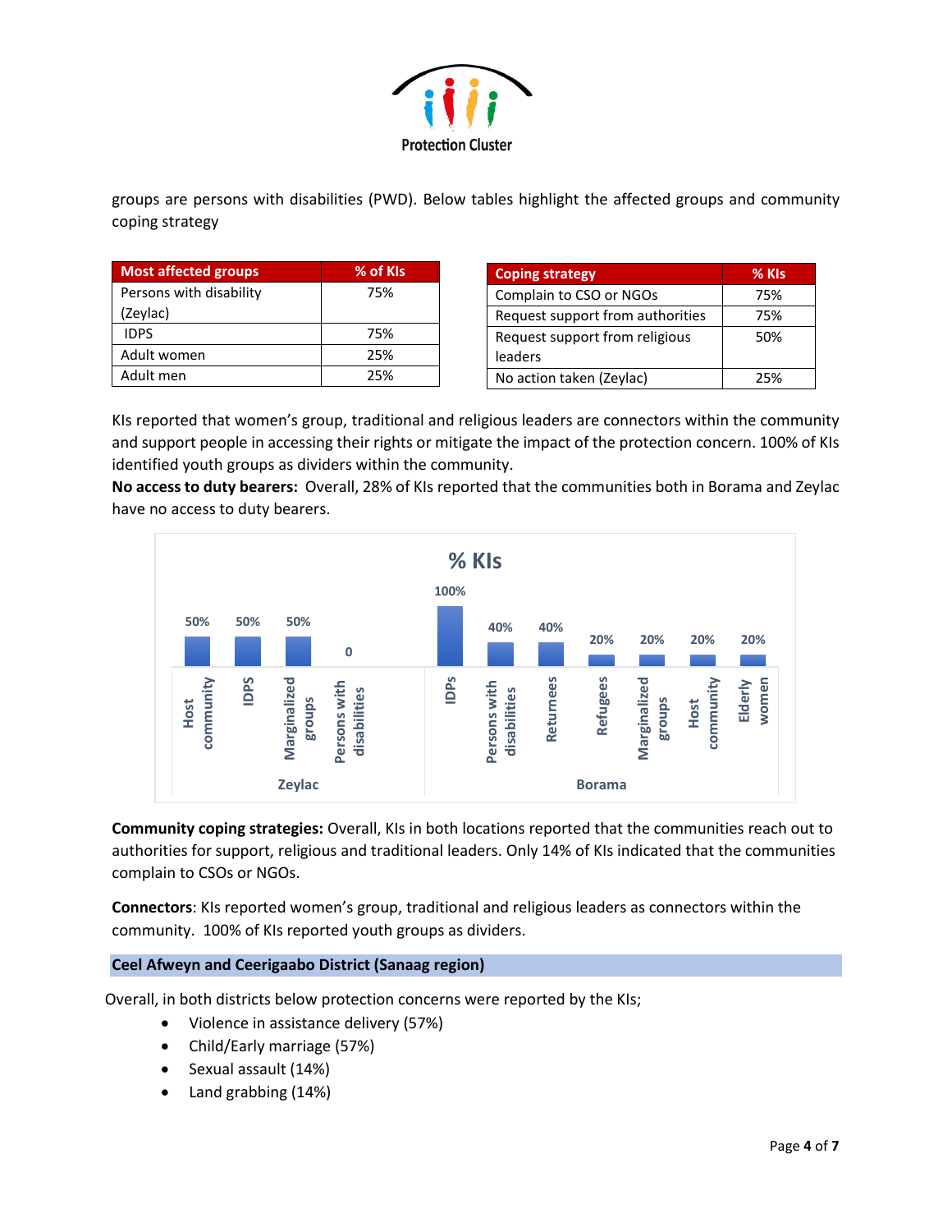groups are persons with disabilities (PWD). Below tables highlight the affected groups and community coping strategy

| Most affected groups | % of KIs |
|---|---|
| Persons with disability (Zeylac) | 75% |
| IDPS | 75% |
| Adult women | 25% |
| Adult men | 25% |

| Coping strategy | % KIs |
|---|---|
| Complain to CSO or NGOs | 75% |
| Request support from authorities | 75% |
| Request support from religious leaders | 50% |
| No action taken (Zeylac) | 25% |

KIs reported that women's group, traditional and religious leaders are connectors within the community and support people in accessing their rights or mitigate the impact of the protection concern. 100% of KIs identified youth groups as dividers within the community.

**No access to duty bearers:** Overall, 28% of KIs reported that the communities both in Borama and Zeylac have no access to duty bearers.

**% KIs**

| Location | Group | % KIs |
|---|---|---|
| Zeylac | Host community | 50% |
| Zeylac | IDPS | 50% |
| Zeylac | Marginalized groups | 50% |
| Zeylac | Persons with disabilities | 0 |
| Borama | IDPs | 100% |
| Borama | Persons with disabilities | 40% |
| Borama | Returnees | 40% |
| Borama | Refugees | 20% |
| Borama | Marginalized groups | 20% |
| Borama | Host community | 20% |
| Borama | Elderly women | 20% |

**Community coping strategies:** Overall, KIs in both locations reported that the communities reach out to authorities for support, religious and traditional leaders. Only 14% of KIs indicated that the communities complain to CSOs or NGOs.

**Connectors**: KIs reported women's group, traditional and religious leaders as connectors within the community. 100% of KIs reported youth groups as dividers.

## Ceel Afweyn and Ceerigaabo District (Sanaag region)

Overall, in both districts below protection concerns were reported by the KIs;

- Violence in assistance delivery (57%)
- Child/Early marriage (57%)
- Sexual assault (14%)
- Land grabbing (14%)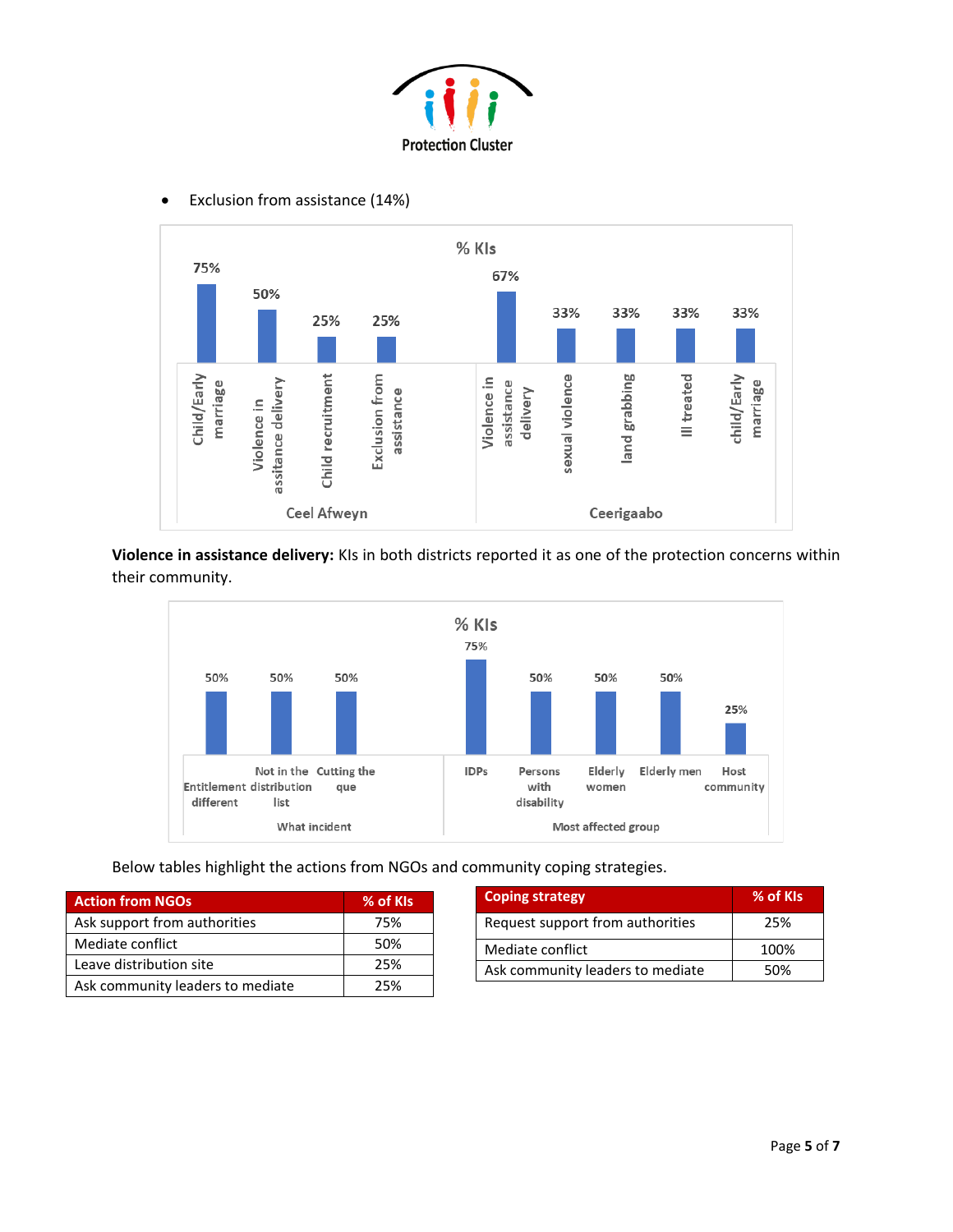- Exclusion from assistance (14%)

**% KIs**

| District | Protection concern | % KIs |
|---|---|---|
| Ceel Afweyn | Child/Early marriage | 75% |
| Ceel Afweyn | Violence in assitance delivery | 50% |
| Ceel Afweyn | Child recruitment | 25% |
| Ceel Afweyn | Exclusion from assistance | 25% |
| Ceerigaabo | Violence in assistance delivery | 67% |
| Ceerigaabo | sexual violence | 33% |
| Ceerigaabo | land grabbing | 33% |
| Ceerigaabo | Ill treated | 33% |
| Ceerigaabo | child/Early marriage | 33% |

**Violence in assistance delivery:** KIs in both districts reported it as one of the protection concerns within their community.

**% KIs**

| Category | Item | % KIs |
|---|---|---|
| What incident | Entitlement different | 50% |
| What incident | Not in the distribution list | 50% |
| What incident | Cutting the que | 50% |
| Most affected group | IDPs | 75% |
| Most affected group | Persons with disability | 50% |
| Most affected group | Elderly women | 50% |
| Most affected group | Elderly men | 50% |
| Most affected group | Host community | 25% |

Below tables highlight the actions from NGOs and community coping strategies.

| Action from NGOs | % of KIs |
|---|---|
| Ask support from authorities | 75% |
| Mediate conflict | 50% |
| Leave distribution site | 25% |
| Ask community leaders to mediate | 25% |

| Coping strategy | % of KIs |
|---|---|
| Request support from authorities | 25% |
| Mediate conflict | 100% |
| Ask community leaders to mediate | 50% |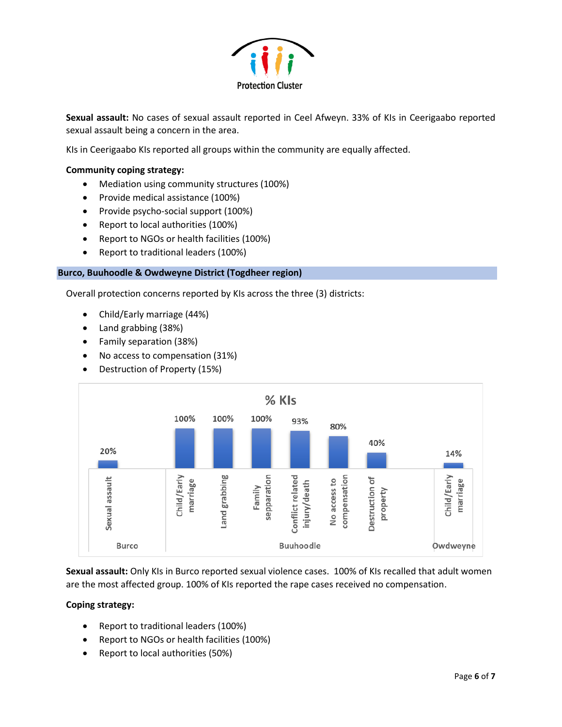**Sexual assault:** No cases of sexual assault reported in Ceel Afweyn. 33% of KIs in Ceerigaabo reported sexual assault being a concern in the area.

KIs in Ceerigaabo KIs reported all groups within the community are equally affected.

**Community coping strategy:**

- Mediation using community structures (100%)
- Provide medical assistance (100%)
- Provide psycho-social support (100%)
- Report to local authorities (100%)
- Report to NGOs or health facilities (100%)
- Report to traditional leaders (100%)

## Burco, Buuhoodle & Owdweyne District (Togdheer region)

Overall protection concerns reported by KIs across the three (3) districts:

- Child/Early marriage (44%)
- Land grabbing (38%)
- Family separation (38%)
- No access to compensation (31%)
- Destruction of Property (15%)

**% KIs**

| District | Concern | % KIs |
|---|---|---|
| Burco | Sexual assault | 20% |
| Buuhoodle | Child/Early marriage | 100% |
| Buuhoodle | Land grabbing | 100% |
| Buuhoodle | Family sepparation | 100% |
| Buuhoodle | Conflict related injury/death | 93% |
| Buuhoodle | No access to compensation | 80% |
| Buuhoodle | Destruction of property | 40% |
| Owdweyne | Child/Early marriage | 14% |

**Sexual assault:** Only KIs in Burco reported sexual violence cases. 100% of KIs recalled that adult women are the most affected group. 100% of KIs reported the rape cases received no compensation.

**Coping strategy:**

- Report to traditional leaders (100%)
- Report to NGOs or health facilities (100%)
- Report to local authorities (50%)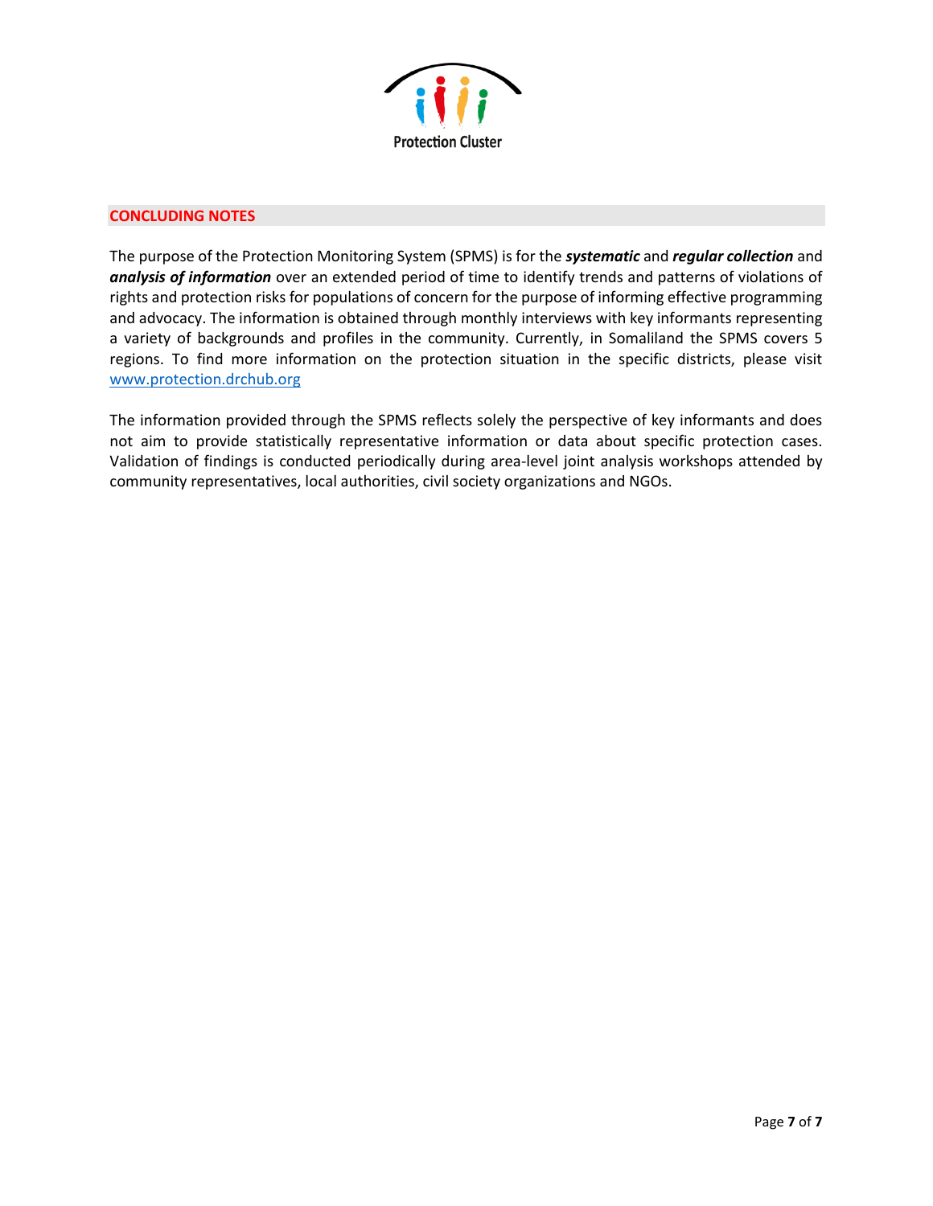Protection Cluster

## CONCLUDING NOTES

The purpose of the Protection Monitoring System (SPMS) is for the ***systematic*** and ***regular collection*** and ***analysis of information*** over an extended period of time to identify trends and patterns of violations of rights and protection risks for populations of concern for the purpose of informing effective programming and advocacy. The information is obtained through monthly interviews with key informants representing a variety of backgrounds and profiles in the community. Currently, in Somaliland the SPMS covers 5 regions. To find more information on the protection situation in the specific districts, please visit [www.protection.drchub.org](www.protection.drchub.org)

The information provided through the SPMS reflects solely the perspective of key informants and does not aim to provide statistically representative information or data about specific protection cases. Validation of findings is conducted periodically during area-level joint analysis workshops attended by community representatives, local authorities, civil society organizations and NGOs.